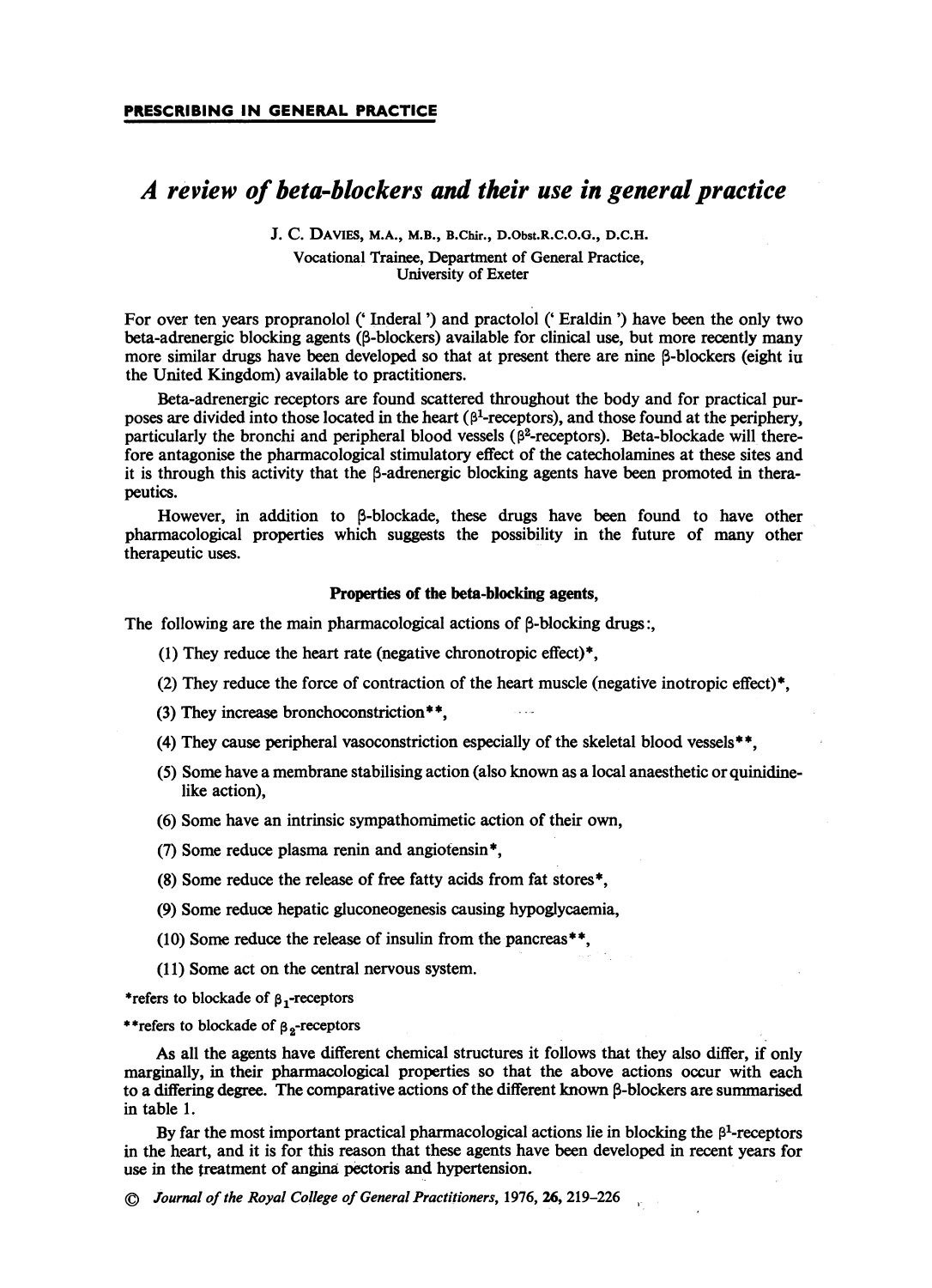PRESCRIBING IN GENERAL PRACTICE

# A review of beta-blockers and their use in general practice

J. C. Davies, M.A., M.B., B.Chir., D.Obst.R.C.O.G., D.C.H.
Vocational Trainee, Department of General Practice,
University of Exeter

For over ten years propranolol (' Inderal ') and practolol (' Eraldin ') have been the only two beta-adrenergic blocking agents (β-blockers) available for clinical use, but more recently many more similar drugs have been developed so that at present there are nine β-blockers (eight iu the United Kingdom) available to practitioners.

Beta-adrenergic receptors are found scattered throughout the body and for practical purposes are divided into those located in the heart ($\beta^1$-receptors), and those found at the periphery, particularly the bronchi and peripheral blood vessels ($\beta^2$-receptors). Beta-blockade will therefore antagonise the pharmacological stimulatory effect of the catecholamines at these sites and it is through this activity that the β-adrenergic blocking agents have been promoted in therapeutics.

However, in addition to β-blockade, these drugs have been found to have other pharmacological properties which suggests the possibility in the future of many other therapeutic uses.

### Properties of the beta-blocking agents,

The following are the main pharmacological actions of β-blocking drugs:,

(1) They reduce the heart rate (negative chronotropic effect)*,

(2) They reduce the force of contraction of the heart muscle (negative inotropic effect)*,

(3) They increase bronchoconstriction**,

(4) They cause peripheral vasoconstriction especially of the skeletal blood vessels**,

(5) Some have a membrane stabilising action (also known as a local anaesthetic or quinidine-like action),

(6) Some have an intrinsic sympathomimetic action of their own,

(7) Some reduce plasma renin and angiotensin*,

(8) Some reduce the release of free fatty acids from fat stores*,

(9) Some reduce hepatic gluconeogenesis causing hypoglycaemia,

(10) Some reduce the release of insulin from the pancreas**,

(11) Some act on the central nervous system.

*refers to blockade of $\beta_1$-receptors

**refers to blockade of $\beta_2$-receptors

As all the agents have different chemical structures it follows that they also differ, if only marginally, in their pharmacological properties so that the above actions occur with each to a differing degree. The comparative actions of the different known β-blockers are summarised in table 1.

By far the most important practical pharmacological actions lie in blocking the $\beta^1$-receptors in the heart, and it is for this reason that these agents have been developed in recent years for use in the treatment of angina pectoris and hypertension.

© *Journal of the Royal College of General Practitioners*, 1976, 26, 219–226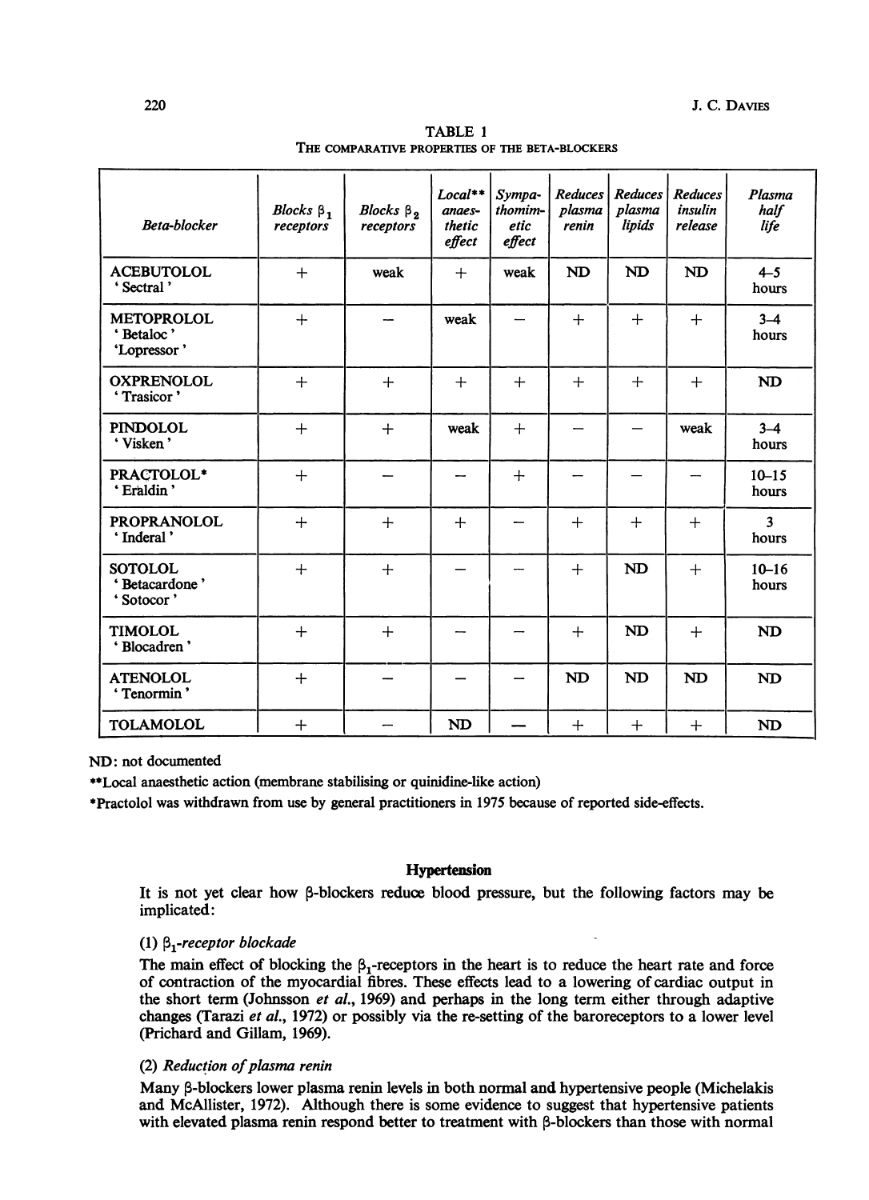TABLE 1

THE COMPARATIVE PROPERTIES OF THE BETA-BLOCKERS

| Beta-blocker | Blocks $\beta_1$ receptors | Blocks $\beta_2$ receptors | Local** anaes-thetic effect | Sympa-thomim-etic effect | Reduces plasma renin | Reduces plasma lipids | Reduces insulin release | Plasma half life |
|---|---|---|---|---|---|---|---|---|
| ACEBUTOLOL 'Sectral' | + | weak | + | weak | ND | ND | ND | 4–5 hours |
| METOPROLOL 'Betaloc' 'Lopressor' | + | – | weak | – | + | + | + | 3–4 hours |
| OXPRENOLOL 'Trasicor' | + | + | + | + | + | + | + | ND |
| PINDOLOL 'Visken' | + | + | weak | + | – | – | weak | 3–4 hours |
| PRACTOLOL* 'Eraldin' | + | – | – | + | – | – | – | 10–15 hours |
| PROPRANOLOL 'Inderal' | + | + | + | – | + | + | + | 3 hours |
| SOTOLOL 'Betacardone' 'Sotocor' | + | + | – | – | + | ND | + | 10–16 hours |
| TIMOLOL 'Blocadren' | + | + | – | – | + | ND | + | ND |
| ATENOLOL 'Tenormin' | + | – | – | – | ND | ND | ND | ND |
| TOLAMOLOL | + | – | ND | – | + | + | + | ND |

ND: not documented

**Local anaesthetic action (membrane stabilising or quinidine-like action)

*Practolol was withdrawn from use by general practitioners in 1975 because of reported side-effects.

## Hypertension

It is not yet clear how β-blockers reduce blood pressure, but the following factors may be implicated:

### (1) $\beta_1$-*receptor blockade*

The main effect of blocking the $\beta_1$-receptors in the heart is to reduce the heart rate and force of contraction of the myocardial fibres. These effects lead to a lowering of cardiac output in the short term (Johnsson *et al.*, 1969) and perhaps in the long term either through adaptive changes (Tarazi *et al.*, 1972) or possibly via the re-setting of the baroreceptors to a lower level (Prichard and Gillam, 1969).

### (2) *Reduction of plasma renin*

Many β-blockers lower plasma renin levels in both normal and hypertensive people (Michelakis and McAllister, 1972). Although there is some evidence to suggest that hypertensive patients with elevated plasma renin respond better to treatment with β-blockers than those with normal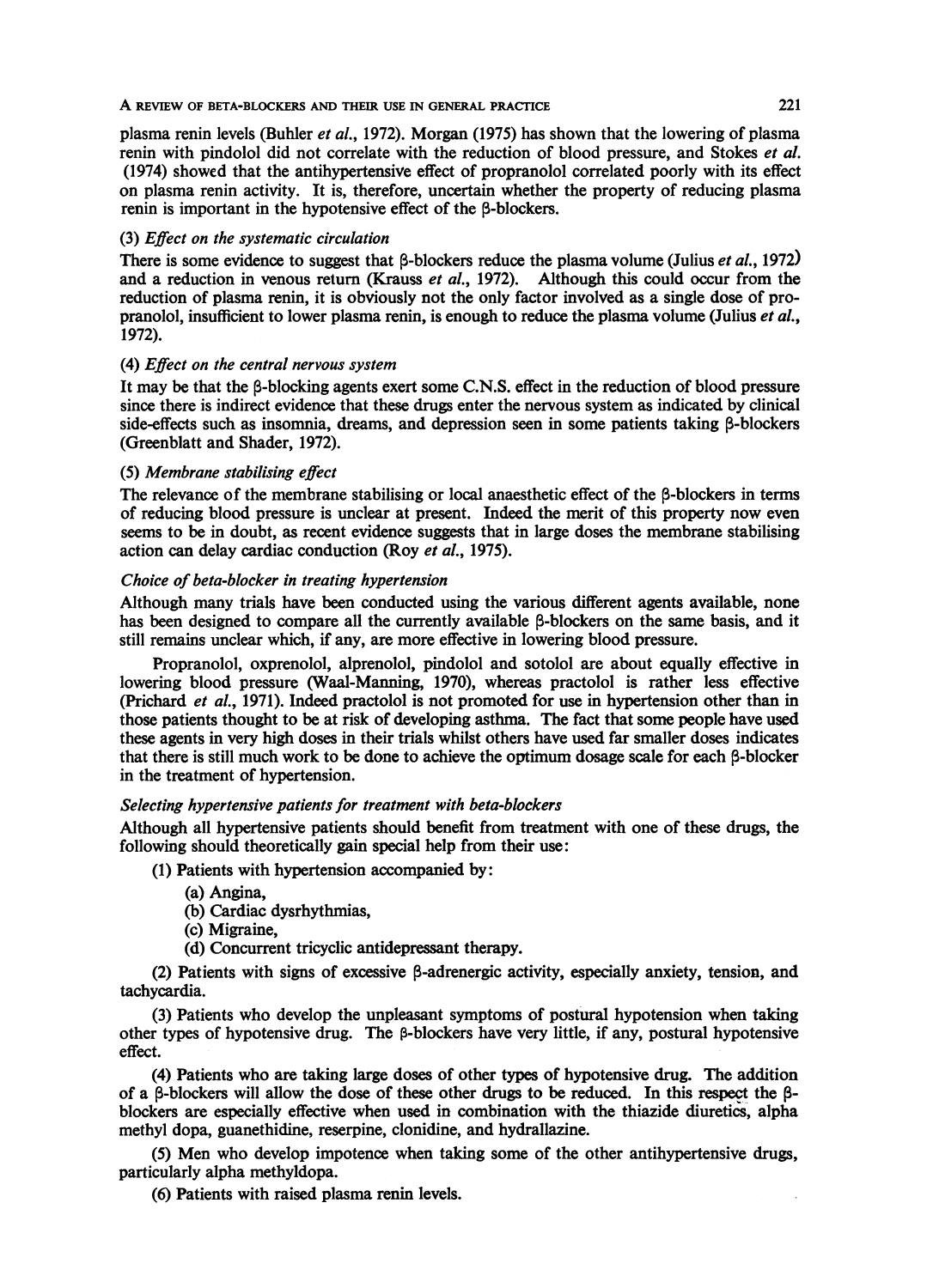plasma renin levels (Buhler *et al.*, 1972). Morgan (1975) has shown that the lowering of plasma renin with pindolol did not correlate with the reduction of blood pressure, and Stokes *et al.* (1974) showed that the antihypertensive effect of propranolol correlated poorly with its effect on plasma renin activity. It is, therefore, uncertain whether the property of reducing plasma renin is important in the hypotensive effect of the β-blockers.

(3) *Effect on the systematic circulation*

There is some evidence to suggest that β-blockers reduce the plasma volume (Julius *et al.*, 1972) and a reduction in venous return (Krauss *et al.*, 1972). Although this could occur from the reduction of plasma renin, it is obviously not the only factor involved as a single dose of propranolol, insufficient to lower plasma renin, is enough to reduce the plasma volume (Julius *et al.*, 1972).

(4) *Effect on the central nervous system*

It may be that the β-blocking agents exert some C.N.S. effect in the reduction of blood pressure since there is indirect evidence that these drugs enter the nervous system as indicated by clinical side-effects such as insomnia, dreams, and depression seen in some patients taking β-blockers (Greenblatt and Shader, 1972).

(5) *Membrane stabilising effect*

The relevance of the membrane stabilising or local anaesthetic effect of the β-blockers in terms of reducing blood pressure is unclear at present. Indeed the merit of this property now even seems to be in doubt, as recent evidence suggests that in large doses the membrane stabilising action can delay cardiac conduction (Roy *et al.*, 1975).

*Choice of beta-blocker in treating hypertension*

Although many trials have been conducted using the various different agents available, none has been designed to compare all the currently available β-blockers on the same basis, and it still remains unclear which, if any, are more effective in lowering blood pressure.

Propranolol, oxprenolol, alprenolol, pindolol and sotolol are about equally effective in lowering blood pressure (Waal-Manning, 1970), whereas practolol is rather less effective (Prichard *et al.*, 1971). Indeed practolol is not promoted for use in hypertension other than in those patients thought to be at risk of developing asthma. The fact that some people have used these agents in very high doses in their trials whilst others have used far smaller doses indicates that there is still much work to be done to achieve the optimum dosage scale for each β-blocker in the treatment of hypertension.

*Selecting hypertensive patients for treatment with beta-blockers*

Although all hypertensive patients should benefit from treatment with one of these drugs, the following should theoretically gain special help from their use:

(1) Patients with hypertension accompanied by:

(a) Angina,
(b) Cardiac dysrhythmias,
(c) Migraine,
(d) Concurrent tricyclic antidepressant therapy.

(2) Patients with signs of excessive β-adrenergic activity, especially anxiety, tension, and tachycardia.

(3) Patients who develop the unpleasant symptoms of postural hypotension when taking other types of hypotensive drug. The β-blockers have very little, if any, postural hypotensive effect.

(4) Patients who are taking large doses of other types of hypotensive drug. The addition of a β-blockers will allow the dose of these other drugs to be reduced. In this respect the β-blockers are especially effective when used in combination with the thiazide diuretics, alpha methyl dopa, guanethidine, reserpine, clonidine, and hydrallazine.

(5) Men who develop impotence when taking some of the other antihypertensive drugs, particularly alpha methyldopa.

(6) Patients with raised plasma renin levels.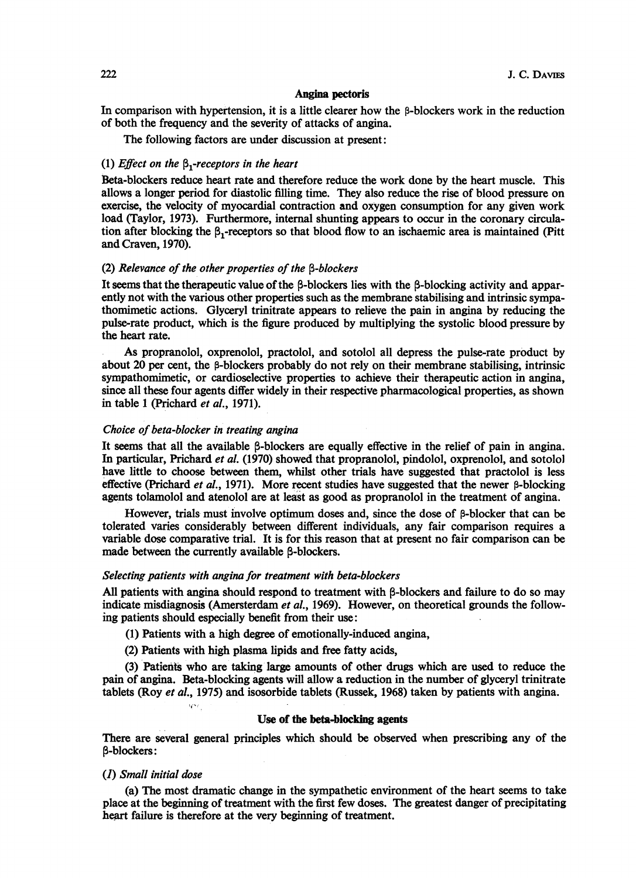## Angina pectoris

In comparison with hypertension, it is a little clearer how the β-blockers work in the reduction of both the frequency and the severity of attacks of angina.

The following factors are under discussion at present:

### (1) *Effect on the $\beta_1$-receptors in the heart*

Beta-blockers reduce heart rate and therefore reduce the work done by the heart muscle. This allows a longer period for diastolic filling time. They also reduce the rise of blood pressure on exercise, the velocity of myocardial contraction and oxygen consumption for any given work load (Taylor, 1973). Furthermore, internal shunting appears to occur in the coronary circulation after blocking the $\beta_1$-receptors so that blood flow to an ischaemic area is maintained (Pitt and Craven, 1970).

### (2) *Relevance of the other properties of the β-blockers*

It seems that the therapeutic value of the β-blockers lies with the β-blocking activity and apparently not with the various other properties such as the membrane stabilising and intrinsic sympathomimetic actions. Glyceryl trinitrate appears to relieve the pain in angina by reducing the pulse-rate product, which is the figure produced by multiplying the systolic blood pressure by the heart rate.

As propranolol, oxprenolol, practolol, and sotolol all depress the pulse-rate product by about 20 per cent, the β-blockers probably do not rely on their membrane stabilising, intrinsic sympathomimetic, or cardioselective properties to achieve their therapeutic action in angina, since all these four agents differ widely in their respective pharmacological properties, as shown in table 1 (Prichard *et al.*, 1971).

### *Choice of beta-blocker in treating angina*

It seems that all the available β-blockers are equally effective in the relief of pain in angina. In particular, Prichard *et al.* (1970) showed that propranolol, pindolol, oxprenolol, and sotolol have little to choose between them, whilst other trials have suggested that practolol is less effective (Prichard *et al.*, 1971). More recent studies have suggested that the newer β-blocking agents tolamolol and atenolol are at least as good as propranolol in the treatment of angina.

However, trials must involve optimum doses and, since the dose of β-blocker that can be tolerated varies considerably between different individuals, any fair comparison requires a variable dose comparative trial. It is for this reason that at present no fair comparison can be made between the currently available β-blockers.

### *Selecting patients with angina for treatment with beta-blockers*

All patients with angina should respond to treatment with β-blockers and failure to do so may indicate misdiagnosis (Amersterdam *et al.*, 1969). However, on theoretical grounds the following patients should especially benefit from their use:

(1) Patients with a high degree of emotionally-induced angina,

(2) Patients with high plasma lipids and free fatty acids,

(3) Patients who are taking large amounts of other drugs which are used to reduce the pain of angina. Beta-blocking agents will allow a reduction in the number of glyceryl trinitrate tablets (Roy *et al.*, 1975) and isosorbide tablets (Russek, 1968) taken by patients with angina.

## Use of the beta-blocking agents

There are several general principles which should be observed when prescribing any of the β-blockers:

### (*1*) *Small initial dose*

(a) The most dramatic change in the sympathetic environment of the heart seems to take place at the beginning of treatment with the first few doses. The greatest danger of precipitating heart failure is therefore at the very beginning of treatment.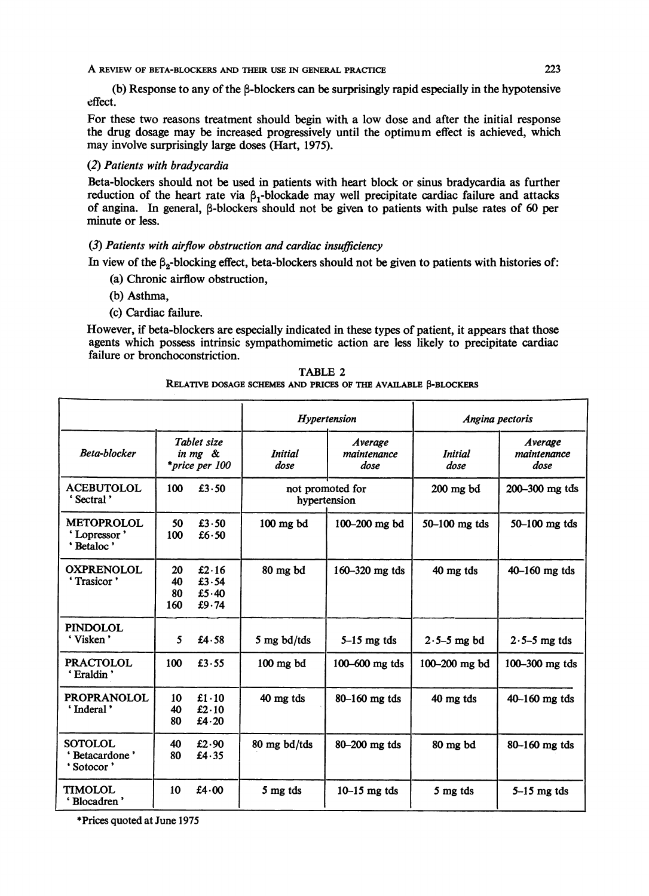(b) Response to any of the β-blockers can be surprisingly rapid especially in the hypotensive effect.

For these two reasons treatment should begin with a low dose and after the initial response the drug dosage may be increased progressively until the optimum effect is achieved, which may involve surprisingly large doses (Hart, 1975).

*(2) Patients with bradycardia*

Beta-blockers should not be used in patients with heart block or sinus bradycardia as further reduction of the heart rate via $\beta_1$-blockade may well precipitate cardiac failure and attacks of angina. In general, β-blockers should not be given to patients with pulse rates of 60 per minute or less.

*(3) Patients with airflow obstruction and cardiac insufficiency*

In view of the $\beta_2$-blocking effect, beta-blockers should not be given to patients with histories of:

(a) Chronic airflow obstruction,

(b) Asthma,

(c) Cardiac failure.

However, if beta-blockers are especially indicated in these types of patient, it appears that those agents which possess intrinsic sympathomimetic action are less likely to precipitate cardiac failure or bronchoconstriction.

TABLE 2

RELATIVE DOSAGE SCHEMES AND PRICES OF THE AVAILABLE β-BLOCKERS

| | | *Hypertension* | | *Angina pectoris* | |
|---|---|---|---|---|---|
| *Beta-blocker* | *Tablet size in mg & \*price per 100* | *Initial dose* | *Average maintenance dose* | *Initial dose* | *Average maintenance dose* |
| ACEBUTOLOL 'Sectral' | 100 £3·50 | not promoted for hypertension | | 200 mg bd | 200–300 mg tds |
| METOPROLOL 'Lopressor' 'Betaloc' | 50 £3·50<br>100 £6·50 | 100 mg bd | 100–200 mg bd | 50–100 mg tds | 50–100 mg tds |
| OXPRENOLOL 'Trasicor' | 20 £2·16<br>40 £3·54<br>80 £5·40<br>160 £9·74 | 80 mg bd | 160–320 mg tds | 40 mg tds | 40–160 mg tds |
| PINDOLOL 'Visken' | 5 £4·58 | 5 mg bd/tds | 5–15 mg tds | 2·5–5 mg bd | 2·5–5 mg tds |
| PRACTOLOL 'Eraldin' | 100 £3·55 | 100 mg bd | 100–600 mg tds | 100–200 mg bd | 100–300 mg tds |
| PROPRANOLOL 'Inderal' | 10 £1·10<br>40 £2·10<br>80 £4·20 | 40 mg tds | 80–160 mg tds | 40 mg tds | 40–160 mg tds |
| SOTOLOL 'Betacardone' 'Sotocor' | 40 £2·90<br>80 £4·35 | 80 mg bd/tds | 80–200 mg tds | 80 mg bd | 80–160 mg tds |
| TIMOLOL 'Blocadren' | 10 £4·00 | 5 mg tds | 10–15 mg tds | 5 mg tds | 5–15 mg tds |

\*Prices quoted at June 1975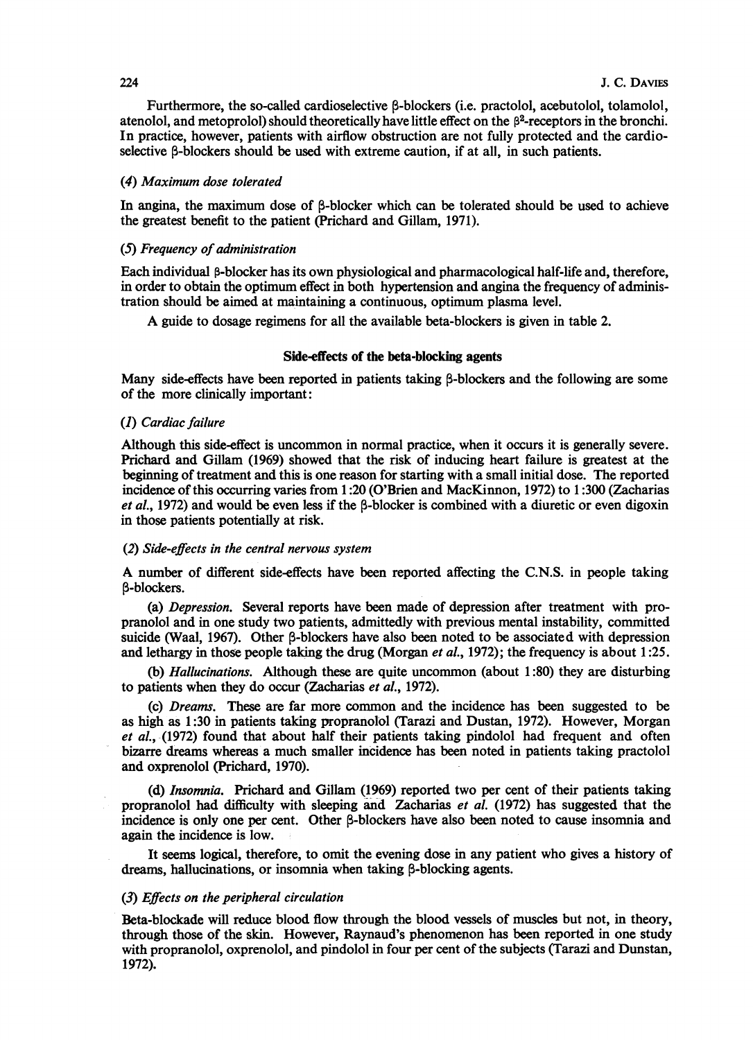Furthermore, the so-called cardioselective β-blockers (i.e. practolol, acebutolol, tolamolol, atenolol, and metoprolol) should theoretically have little effect on the $\beta^2$-receptors in the bronchi. In practice, however, patients with airflow obstruction are not fully protected and the cardioselective β-blockers should be used with extreme caution, if at all, in such patients.

### (4) *Maximum dose tolerated*

In angina, the maximum dose of β-blocker which can be tolerated should be used to achieve the greatest benefit to the patient (Prichard and Gillam, 1971).

### (5) *Frequency of administration*

Each individual β-blocker has its own physiological and pharmacological half-life and, therefore, in order to obtain the optimum effect in both hypertension and angina the frequency of administration should be aimed at maintaining a continuous, optimum plasma level.

A guide to dosage regimens for all the available beta-blockers is given in table 2.

## Side-effects of the beta-blocking agents

Many side-effects have been reported in patients taking β-blockers and the following are some of the more clinically important:

### (1) *Cardiac failure*

Although this side-effect is uncommon in normal practice, when it occurs it is generally severe. Prichard and Gillam (1969) showed that the risk of inducing heart failure is greatest at the beginning of treatment and this is one reason for starting with a small initial dose. The reported incidence of this occurring varies from 1:20 (O'Brien and MacKinnon, 1972) to 1:300 (Zacharias *et al.*, 1972) and would be even less if the β-blocker is combined with a diuretic or even digoxin in those patients potentially at risk.

### (2) *Side-effects in the central nervous system*

A number of different side-effects have been reported affecting the C.N.S. in people taking β-blockers.

(a) *Depression.* Several reports have been made of depression after treatment with propranolol and in one study two patients, admittedly with previous mental instability, committed suicide (Waal, 1967). Other β-blockers have also been noted to be associated with depression and lethargy in those people taking the drug (Morgan *et al.*, 1972); the frequency is about 1:25.

(b) *Hallucinations.* Although these are quite uncommon (about 1:80) they are disturbing to patients when they do occur (Zacharias *et al.*, 1972).

(c) *Dreams.* These are far more common and the incidence has been suggested to be as high as 1:30 in patients taking propranolol (Tarazi and Dustan, 1972). However, Morgan *et al.*, (1972) found that about half their patients taking pindolol had frequent and often bizarre dreams whereas a much smaller incidence has been noted in patients taking practolol and oxprenolol (Prichard, 1970).

(d) *Insomnia.* Prichard and Gillam (1969) reported two per cent of their patients taking propranolol had difficulty with sleeping and Zacharias *et al.* (1972) has suggested that the incidence is only one per cent. Other β-blockers have also been noted to cause insomnia and again the incidence is low.

It seems logical, therefore, to omit the evening dose in any patient who gives a history of dreams, hallucinations, or insomnia when taking β-blocking agents.

### (3) *Effects on the peripheral circulation*

Beta-blockade will reduce blood flow through the blood vessels of muscles but not, in theory, through those of the skin. However, Raynaud's phenomenon has been reported in one study with propranolol, oxprenolol, and pindolol in four per cent of the subjects (Tarazi and Dunstan, 1972).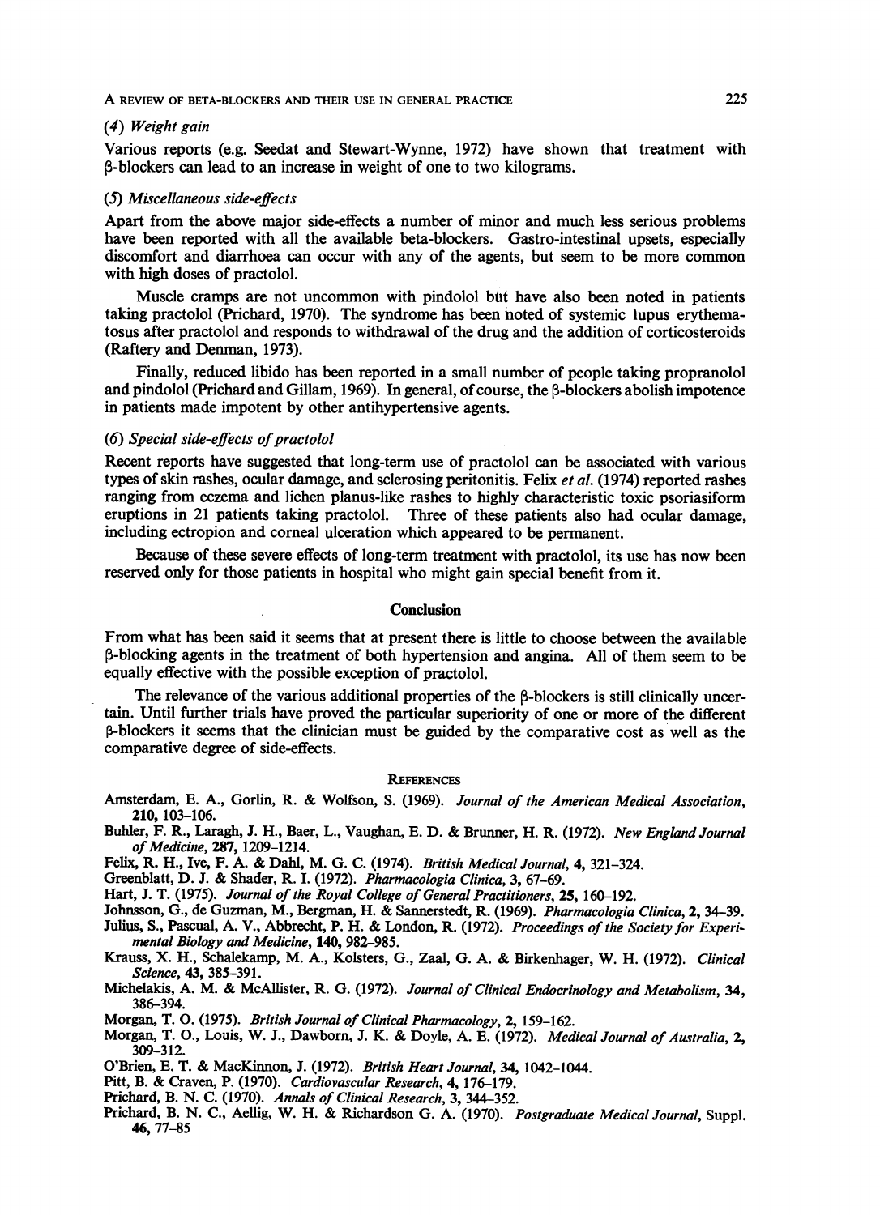### (4) *Weight gain*

Various reports (e.g. Seedat and Stewart-Wynne, 1972) have shown that treatment with β-blockers can lead to an increase in weight of one to two kilograms.

### (5) *Miscellaneous side-effects*

Apart from the above major side-effects a number of minor and much less serious problems have been reported with all the available beta-blockers. Gastro-intestinal upsets, especially discomfort and diarrhoea can occur with any of the agents, but seem to be more common with high doses of practolol.

Muscle cramps are not uncommon with pindolol but have also been noted in patients taking practolol (Prichard, 1970). The syndrome has been noted of systemic lupus erythematosus after practolol and responds to withdrawal of the drug and the addition of corticosteroids (Raftery and Denman, 1973).

Finally, reduced libido has been reported in a small number of people taking propranolol and pindolol (Prichard and Gillam, 1969). In general, of course, the β-blockers abolish impotence in patients made impotent by other antihypertensive agents.

### (6) *Special side-effects of practolol*

Recent reports have suggested that long-term use of practolol can be associated with various types of skin rashes, ocular damage, and sclerosing peritonitis. Felix *et al.* (1974) reported rashes ranging from eczema and lichen planus-like rashes to highly characteristic toxic psoriasiform eruptions in 21 patients taking practolol. Three of these patients also had ocular damage, including ectropion and corneal ulceration which appeared to be permanent.

Because of these severe effects of long-term treatment with practolol, its use has now been reserved only for those patients in hospital who might gain special benefit from it.

## Conclusion

From what has been said it seems that at present there is little to choose between the available β-blocking agents in the treatment of both hypertension and angina. All of them seem to be equally effective with the possible exception of practolol.

The relevance of the various additional properties of the β-blockers is still clinically uncertain. Until further trials have proved the particular superiority of one or more of the different β-blockers it seems that the clinician must be guided by the comparative cost as well as the comparative degree of side-effects.

## References

Amsterdam, E. A., Gorlin, R. & Wolfson, S. (1969). *Journal of the American Medical Association*, **210**, 103–106.

Buhler, F. R., Laragh, J. H., Baer, L., Vaughan, E. D. & Brunner, H. R. (1972). *New England Journal of Medicine*, **287**, 1209–1214.

Felix, R. H., Ive, F. A. & Dahl, M. G. C. (1974). *British Medical Journal*, **4**, 321–324.

Greenblatt, D. J. & Shader, R. I. (1972). *Pharmacologia Clinica*, **3**, 67–69.

Hart, J. T. (1975). *Journal of the Royal College of General Practitioners*, **25**, 160–192.

Johnsson, G., de Guzman, M., Bergman, H. & Sannerstedt, R. (1969). *Pharmacologia Clinica*, **2**, 34–39.

Julius, S., Pascual, A. V., Abbrecht, P. H. & London, R. (1972). *Proceedings of the Society for Experimental Biology and Medicine*, **140**, 982–985.

Krauss, X. H., Schalekamp, M. A., Kolsters, G., Zaal, G. A. & Birkenhager, W. H. (1972). *Clinical Science*, **43**, 385–391.

Michelakis, A. M. & McAllister, R. G. (1972). *Journal of Clinical Endocrinology and Metabolism*, **34**, 386–394.

Morgan, T. O. (1975). *British Journal of Clinical Pharmacology*, **2**, 159–162.

Morgan, T. O., Louis, W. J., Dawborn, J. K. & Doyle, A. E. (1972). *Medical Journal of Australia*, **2**, 309–312.

O'Brien, E. T. & MacKinnon, J. (1972). *British Heart Journal*, **34**, 1042–1044.

Pitt, B. & Craven, P. (1970). *Cardiovascular Research*, **4**, 176–179.

Prichard, B. N. C. (1970). *Annals of Clinical Research*, **3**, 344–352.

Prichard, B. N. C., Aellig, W. H. & Richardson G. A. (1970). *Postgraduate Medical Journal*, Suppl. **46**, 77–85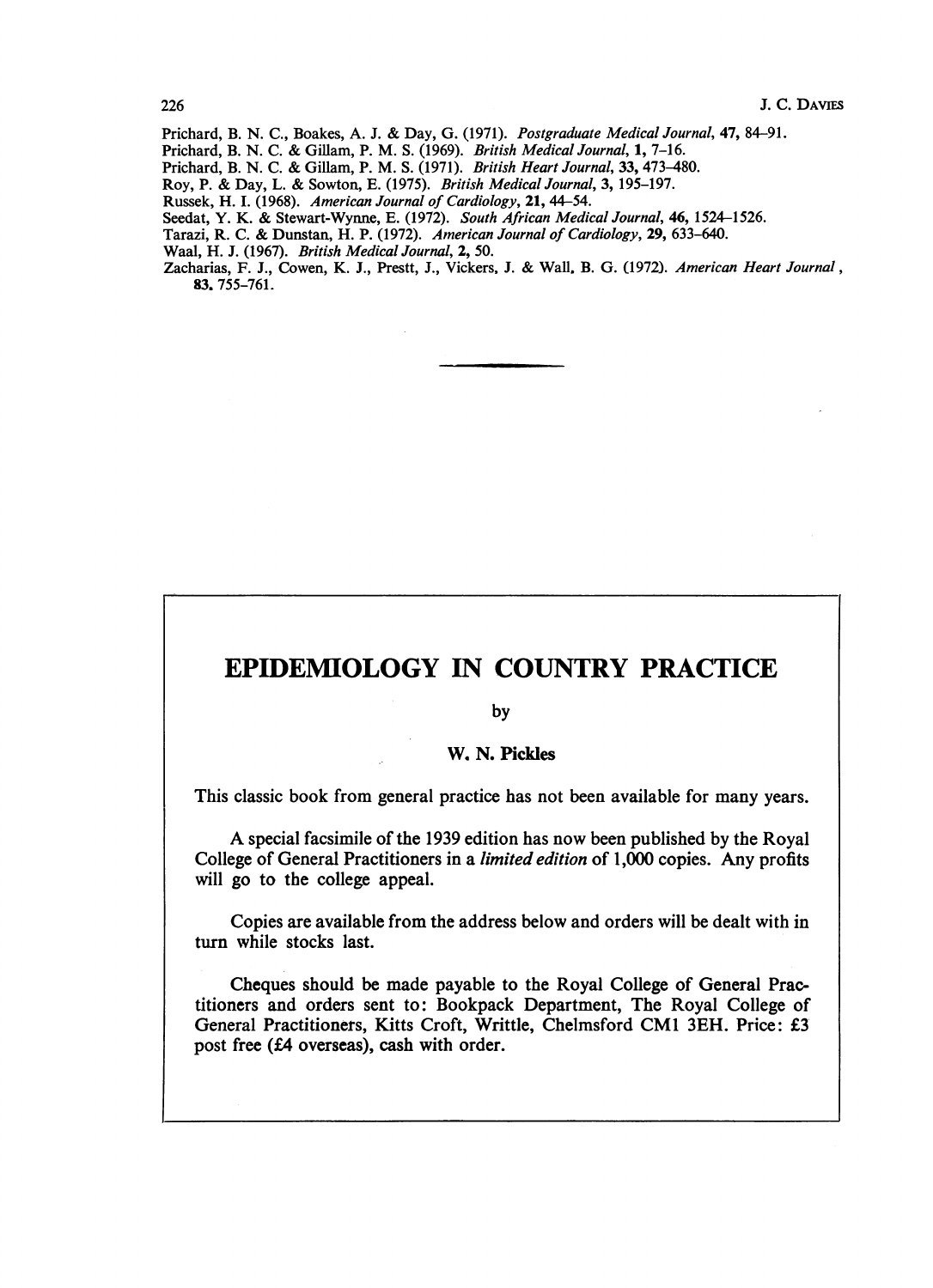Prichard, B. N. C., Boakes, A. J. & Day, G. (1971). *Postgraduate Medical Journal*, **47**, 84–91.
Prichard, B. N. C. & Gillam, P. M. S. (1969). *British Medical Journal*, **1**, 7–16.
Prichard, B. N. C. & Gillam, P. M. S. (1971). *British Heart Journal*, **33**, 473–480.
Roy, P. & Day, L. & Sowton, E. (1975). *British Medical Journal*, **3**, 195–197.
Russek, H. I. (1968). *American Journal of Cardiology*, **21**, 44–54.
Seedat, Y. K. & Stewart-Wynne, E. (1972). *South African Medical Journal*, **46**, 1524–1526.
Tarazi, R. C. & Dunstan, H. P. (1972). *American Journal of Cardiology*, **29**, 633–640.
Waal, H. J. (1967). *British Medical Journal*, **2**, 50.
Zacharias, F. J., Cowen, K. J., Prestt, J., Vickers, J. & Wall, B. G. (1972). *American Heart Journal*, **83**, 755–761.

# EPIDEMIOLOGY IN COUNTRY PRACTICE

by

**W. N. Pickles**

This classic book from general practice has not been available for many years.

A special facsimile of the 1939 edition has now been published by the Royal College of General Practitioners in a *limited edition* of 1,000 copies. Any profits will go to the college appeal.

Copies are available from the address below and orders will be dealt with in turn while stocks last.

Cheques should be made payable to the Royal College of General Practitioners and orders sent to: Bookpack Department, The Royal College of General Practitioners, Kitts Croft, Writtle, Chelmsford CM1 3EH. Price: £3 post free (£4 overseas), cash with order.